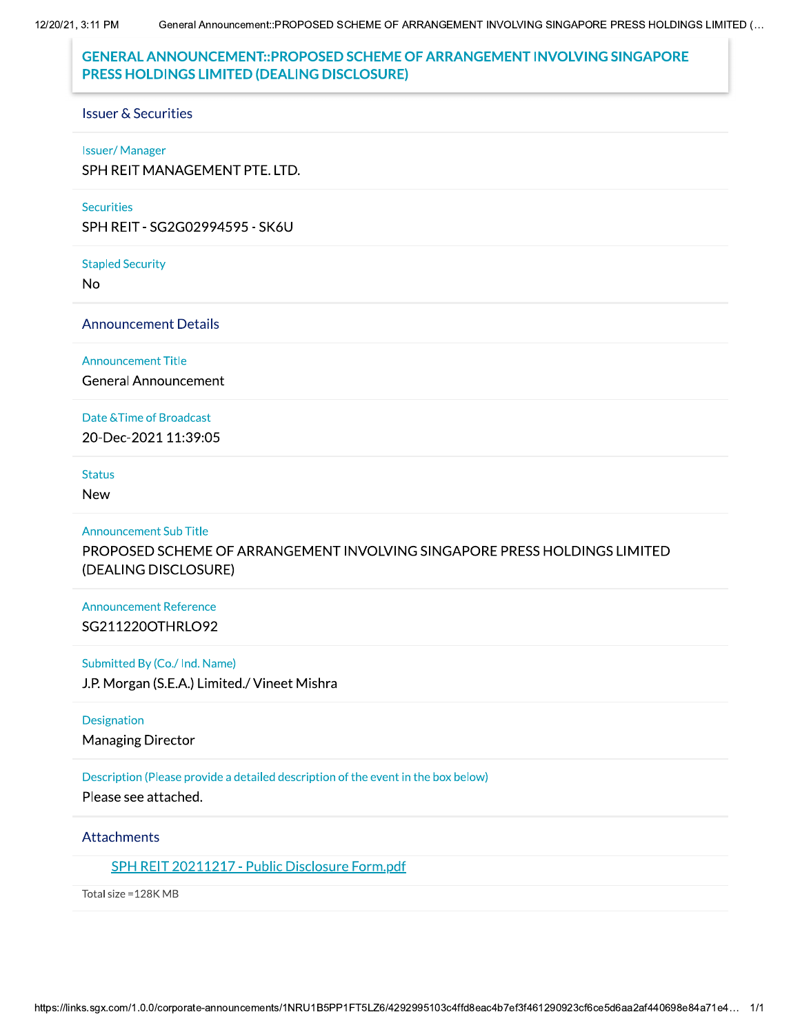# GENERAL ANNOUNCEMENT::PROPOSED SCHEME OF ARRANGEMENT INVOLVING SINGAPORE PRESS HOLDINGS LIMITED (DEALING DISCLOSURE)

## Issuer & Securities

**Issuer/ Manager**

SPH REIT MANAGEMENT PTE. LTD.

**Securities**

SPH REIT - SG2G02994595 - SK6U

**Stapled Security**

No

## Announcement Details

**Announcement Title**

General Announcement

**Date &Time of Broadcast**

20-Dec-2021 11:39:05

**Status**

New

**Announcement Sub Title**

PROPOSED SCHEME OF ARRANGEMENT INVOLVING SINGAPORE PRESS HOLDINGS LIMITED (DEALING DISCLOSURE)

**Announcement Reference**

SG211220OTHRLO92

**Submitted By (Co./ Ind. Name)**

J.P. Morgan (S.E.A.) Limited./ Vineet Mishra

**Designation**

Managing Director

**Description (Please provide a detailed description of the event in the box below)**

Please see attached.

## Attachments

SPH REIT 20211217 - Public Disclosure Form.pdf

Total size =128K MB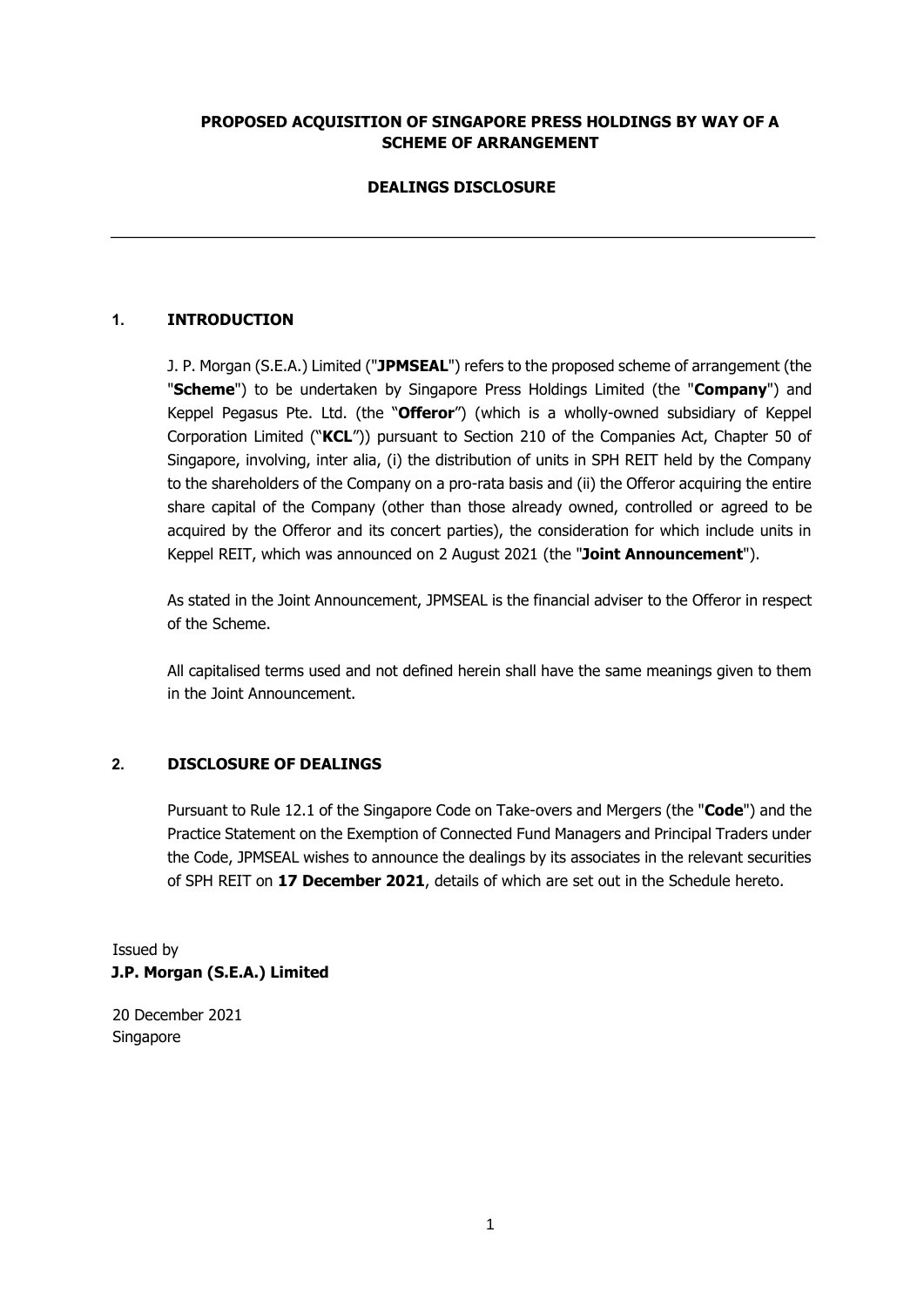**PROPOSED ACQUISITION OF SINGAPORE PRESS HOLDINGS BY WAY OF A SCHEME OF ARRANGEMENT**

**DEALINGS DISCLOSURE**

---

## 1. INTRODUCTION

J. P. Morgan (S.E.A.) Limited ("**JPMSEAL**") refers to the proposed scheme of arrangement (the "**Scheme**") to be undertaken by Singapore Press Holdings Limited (the "**Company**") and Keppel Pegasus Pte. Ltd. (the "**Offeror**") (which is a wholly-owned subsidiary of Keppel Corporation Limited ("**KCL**")) pursuant to Section 210 of the Companies Act, Chapter 50 of Singapore, involving, inter alia, (i) the distribution of units in SPH REIT held by the Company to the shareholders of the Company on a pro-rata basis and (ii) the Offeror acquiring the entire share capital of the Company (other than those already owned, controlled or agreed to be acquired by the Offeror and its concert parties), the consideration for which include units in Keppel REIT, which was announced on 2 August 2021 (the "**Joint Announcement**").

As stated in the Joint Announcement, JPMSEAL is the financial adviser to the Offeror in respect of the Scheme.

All capitalised terms used and not defined herein shall have the same meanings given to them in the Joint Announcement.

## 2. DISCLOSURE OF DEALINGS

Pursuant to Rule 12.1 of the Singapore Code on Take-overs and Mergers (the "**Code**") and the Practice Statement on the Exemption of Connected Fund Managers and Principal Traders under the Code, JPMSEAL wishes to announce the dealings by its associates in the relevant securities of SPH REIT on **17 December 2021**, details of which are set out in the Schedule hereto.

Issued by
**J.P. Morgan (S.E.A.) Limited**

20 December 2021
Singapore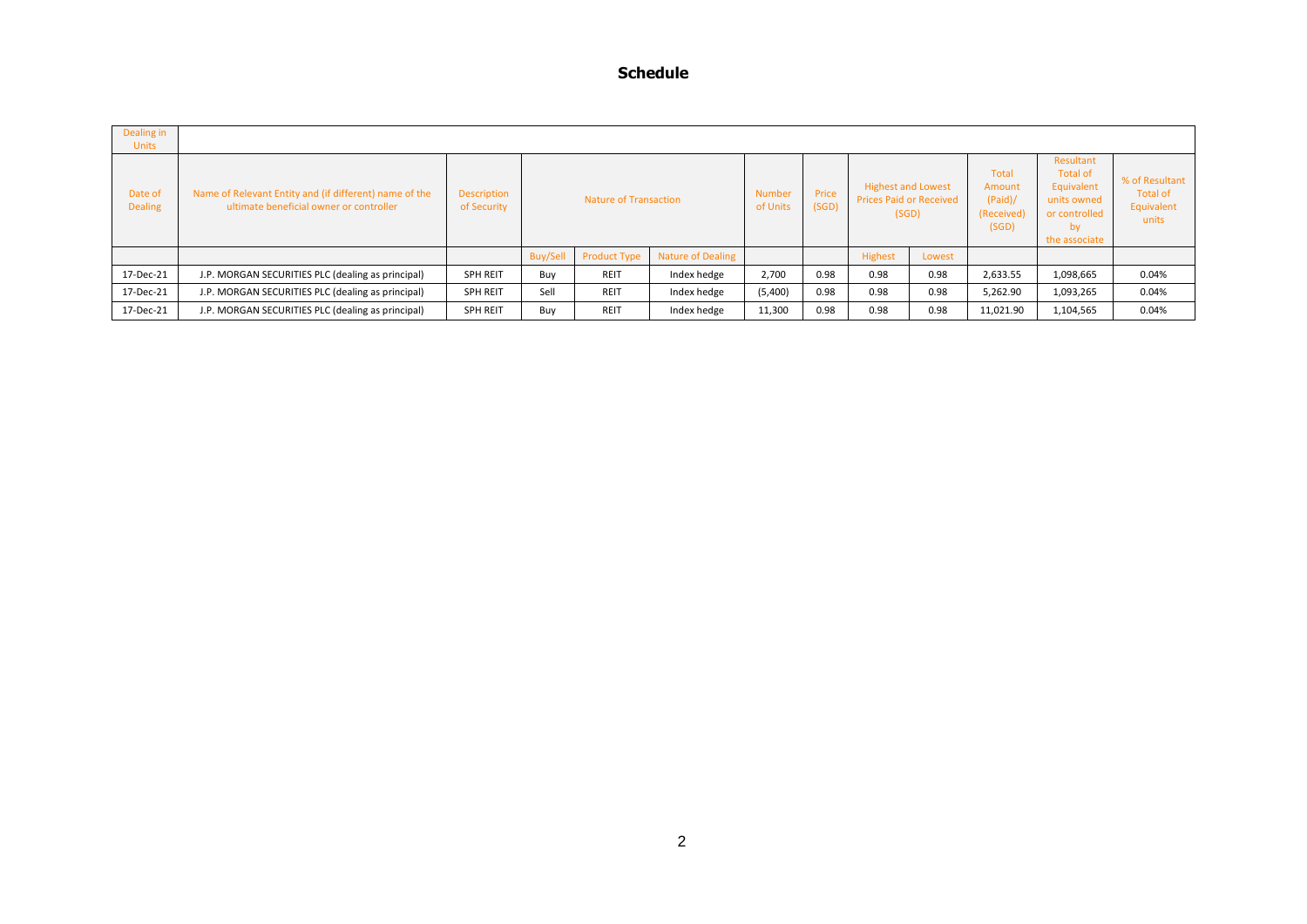## Schedule

| Dealing in Units | | | | | | | | | | | | | |
|---|---|---|---|---|---|---|---|---|---|---|---|---|---|
| Date of Dealing | Name of Relevant Entity and (if different) name of the ultimate beneficial owner or controller | Description of Security | Nature of Transaction | | | Number of Units | Price (SGD) | Highest and Lowest Prices Paid or Received (SGD) | | Total Amount (Paid)/ (Received) (SGD) | Resultant Total of Equivalent units owned or controlled by the associate | % of Resultant Total of Equivalent units |
| | | | Buy/Sell | Product Type | Nature of Dealing | | | Highest | Lowest | | | |
| 17-Dec-21 | J.P. MORGAN SECURITIES PLC (dealing as principal) | SPH REIT | Buy | REIT | Index hedge | 2,700 | 0.98 | 0.98 | 0.98 | 2,633.55 | 1,098,665 | 0.04% |
| 17-Dec-21 | J.P. MORGAN SECURITIES PLC (dealing as principal) | SPH REIT | Sell | REIT | Index hedge | (5,400) | 0.98 | 0.98 | 0.98 | 5,262.90 | 1,093,265 | 0.04% |
| 17-Dec-21 | J.P. MORGAN SECURITIES PLC (dealing as principal) | SPH REIT | Buy | REIT | Index hedge | 11,300 | 0.98 | 0.98 | 0.98 | 11,021.90 | 1,104,565 | 0.04% |